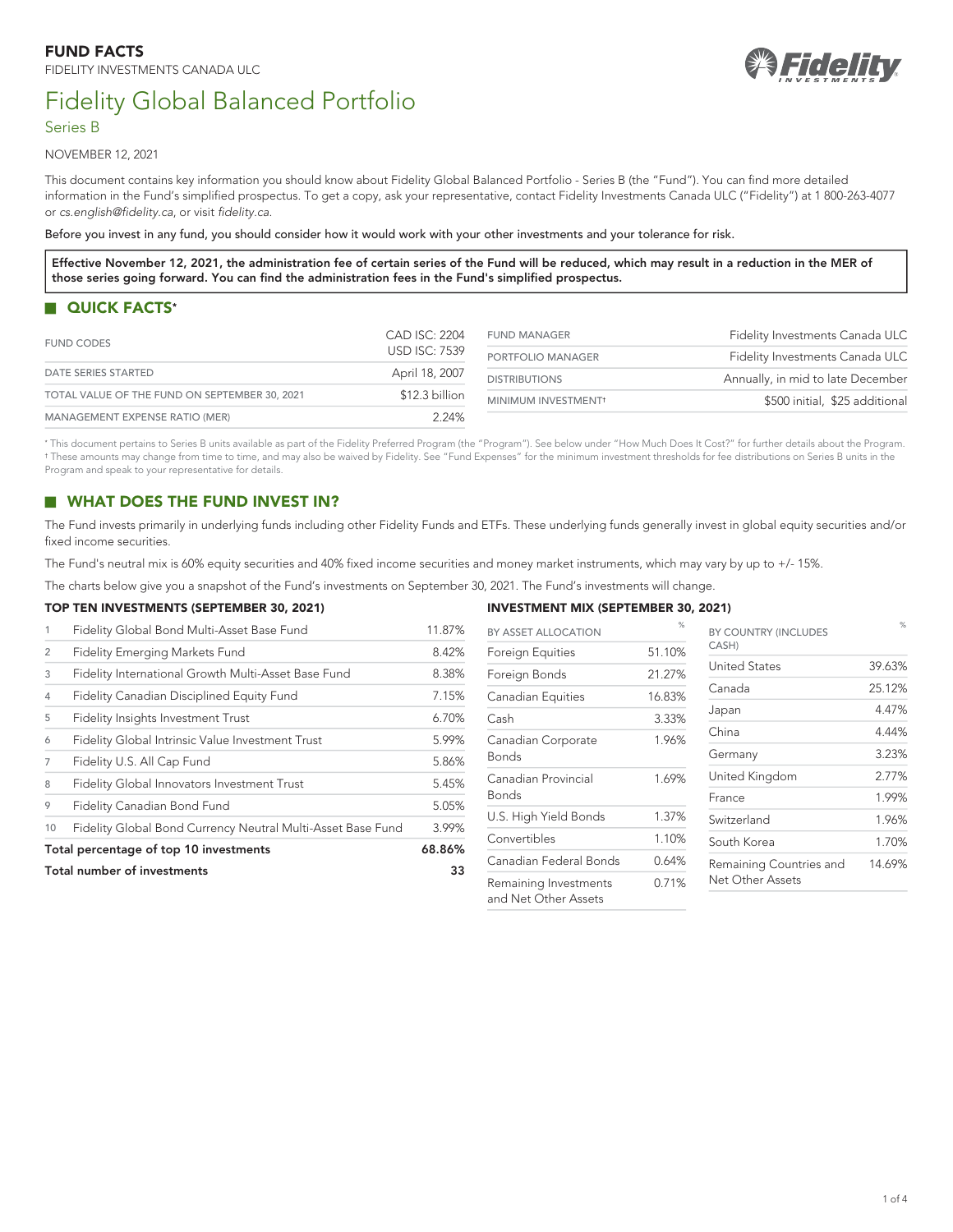**FUND FACTS**

FIDELITY INVESTMENTS CANADA ULC

# Fidelity Global Balanced Portfolio

## Series B

NOVEMBER 12, 2021

This document contains key information you should know about Fidelity Global Balanced Portfolio - Series B (the "Fund"). You can find more detailed information in the Fund's simplified prospectus. To get a copy, ask your representative, contact Fidelity Investments Canada ULC ("Fidelity") at 1 800-263-4077 or *cs.english@fidelity.ca*, or visit *fidelity.ca.*

Before you invest in any fund, you should consider how it would work with your other investments and your tolerance for risk.

**Effective November 12, 2021, the administration fee of certain series of the Fund will be reduced, which may result in a reduction in the MER of those series going forward. You can find the administration fees in the Fund's simplified prospectus.**

## QUICK FACTS*

| | |
|---|---|
| FUND CODES | CAD ISC: 2204<br>USD ISC: 7539 |
| DATE SERIES STARTED | April 18, 2007 |
| TOTAL VALUE OF THE FUND ON SEPTEMBER 30, 2021 | $12.3 billion |
| MANAGEMENT EXPENSE RATIO (MER) | 2.24% |

| | |
|---|---|
| FUND MANAGER | Fidelity Investments Canada ULC |
| PORTFOLIO MANAGER | Fidelity Investments Canada ULC |
| DISTRIBUTIONS | Annually, in mid to late December |
| MINIMUM INVESTMENT† | $500 initial, $25 additional |

* This document pertains to Series B units available as part of the Fidelity Preferred Program (the "Program"). See below under "How Much Does It Cost?" for further details about the Program.
† These amounts may change from time to time, and may also be waived by Fidelity. See "Fund Expenses" for the minimum investment thresholds for fee distributions on Series B units in the Program and speak to your representative for details.

## WHAT DOES THE FUND INVEST IN?

The Fund invests primarily in underlying funds including other Fidelity Funds and ETFs. These underlying funds generally invest in global equity securities and/or fixed income securities.

The Fund's neutral mix is 60% equity securities and 40% fixed income securities and money market instruments, which may vary by up to +/- 15%.

The charts below give you a snapshot of the Fund's investments on September 30, 2021. The Fund's investments will change.

**TOP TEN INVESTMENTS (SEPTEMBER 30, 2021)**

| | | |
|---|---|---|
| 1 | Fidelity Global Bond Multi-Asset Base Fund | 11.87% |
| 2 | Fidelity Emerging Markets Fund | 8.42% |
| 3 | Fidelity International Growth Multi-Asset Base Fund | 8.38% |
| 4 | Fidelity Canadian Disciplined Equity Fund | 7.15% |
| 5 | Fidelity Insights Investment Trust | 6.70% |
| 6 | Fidelity Global Intrinsic Value Investment Trust | 5.99% |
| 7 | Fidelity U.S. All Cap Fund | 5.86% |
| 8 | Fidelity Global Innovators Investment Trust | 5.45% |
| 9 | Fidelity Canadian Bond Fund | 5.05% |
| 10 | Fidelity Global Bond Currency Neutral Multi-Asset Base Fund | 3.99% |
| **Total percentage of top 10 investments** | | **68.86%** |
| **Total number of investments** | | **33** |

**INVESTMENT MIX (SEPTEMBER 30, 2021)**

| BY ASSET ALLOCATION | % |
|---|---|
| Foreign Equities | 51.10% |
| Foreign Bonds | 21.27% |
| Canadian Equities | 16.83% |
| Cash | 3.33% |
| Canadian Corporate Bonds | 1.96% |
| Canadian Provincial Bonds | 1.69% |
| U.S. High Yield Bonds | 1.37% |
| Convertibles | 1.10% |
| Canadian Federal Bonds | 0.64% |
| Remaining Investments and Net Other Assets | 0.71% |

| BY COUNTRY (INCLUDES CASH) | % |
|---|---|
| United States | 39.63% |
| Canada | 25.12% |
| Japan | 4.47% |
| China | 4.44% |
| Germany | 3.23% |
| United Kingdom | 2.77% |
| France | 1.99% |
| Switzerland | 1.96% |
| South Korea | 1.70% |
| Remaining Countries and Net Other Assets | 14.69% |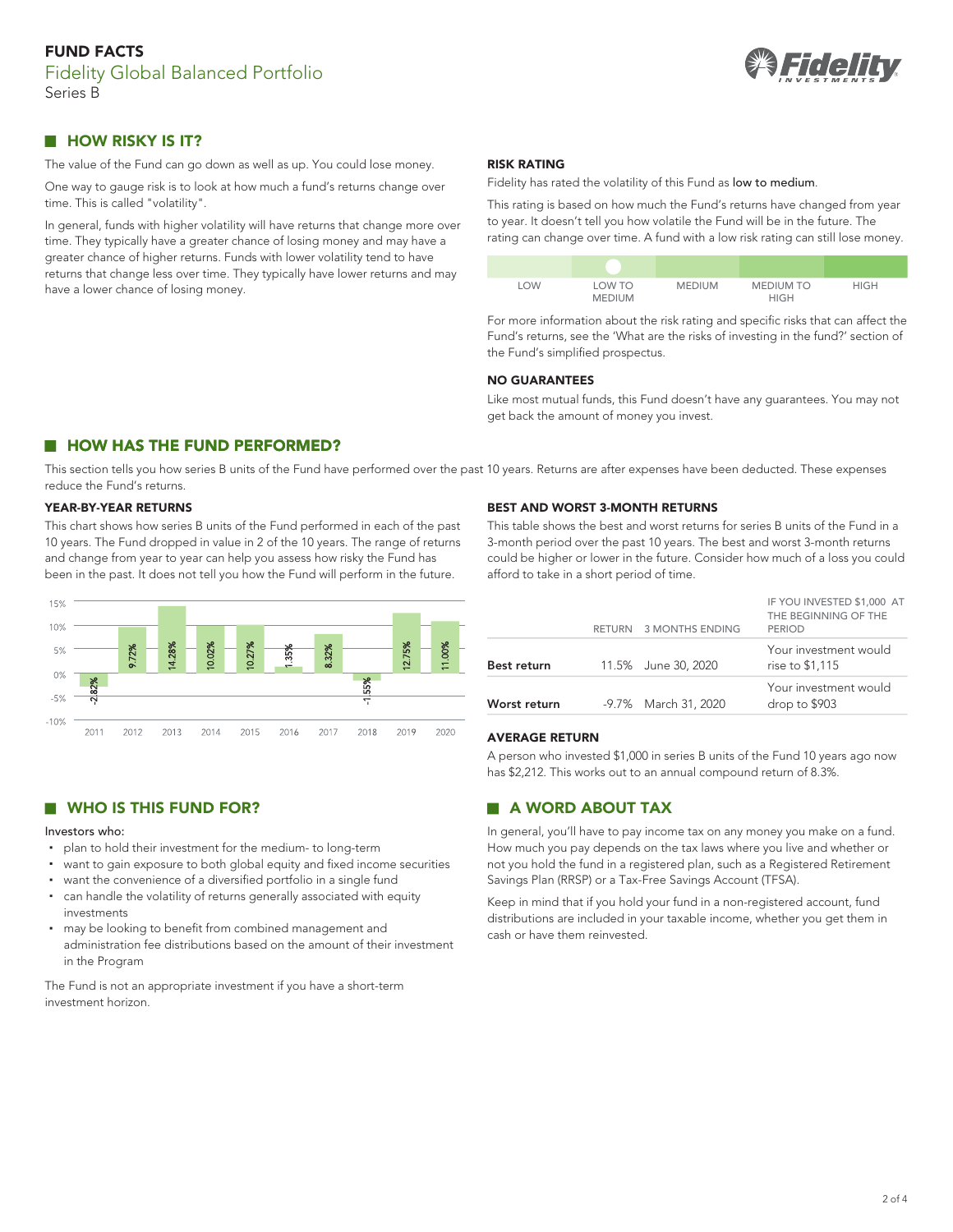# FUND FACTS

## Fidelity Global Balanced Portfolio

Series B

## HOW RISKY IS IT?

The value of the Fund can go down as well as up. You could lose money.

One way to gauge risk is to look at how much a fund's returns change over time. This is called "volatility".

In general, funds with higher volatility will have returns that change more over time. They typically have a greater chance of losing money and may have a greater chance of higher returns. Funds with lower volatility tend to have returns that change less over time. They typically have lower returns and may have a lower chance of losing money.

### RISK RATING

Fidelity has rated the volatility of this Fund as low to medium.

This rating is based on how much the Fund's returns have changed from year to year. It doesn't tell you how volatile the Fund will be in the future. The rating can change over time. A fund with a low risk rating can still lose money.

| LOW | LOW TO MEDIUM | MEDIUM | MEDIUM TO HIGH | HIGH |
|---|---|---|---|---|
| | ● | | | |

For more information about the risk rating and specific risks that can affect the Fund's returns, see the 'What are the risks of investing in the fund?' section of the Fund's simplified prospectus.

### NO GUARANTEES

Like most mutual funds, this Fund doesn't have any guarantees. You may not get back the amount of money you invest.

## HOW HAS THE FUND PERFORMED?

This section tells you how series B units of the Fund have performed over the past 10 years. Returns are after expenses have been deducted. These expenses reduce the Fund's returns.

### YEAR-BY-YEAR RETURNS

This chart shows how series B units of the Fund performed in each of the past 10 years. The Fund dropped in value in 2 of the 10 years. The range of returns and change from year to year can help you assess how risky the Fund has been in the past. It does not tell you how the Fund will perform in the future.

| Year | Return |
|---|---|
| 2011 | -2.82% |
| 2012 | 9.72% |
| 2013 | 14.28% |
| 2014 | 10.02% |
| 2015 | 10.27% |
| 2016 | 1.35% |
| 2017 | 8.32% |
| 2018 | -1.55% |
| 2019 | 12.75% |
| 2020 | 11.00% |

### BEST AND WORST 3-MONTH RETURNS

This table shows the best and worst returns for series B units of the Fund in a 3-month period over the past 10 years. The best and worst 3-month returns could be higher or lower in the future. Consider how much of a loss you could afford to take in a short period of time.

| | RETURN | 3 MONTHS ENDING | IF YOU INVESTED $1,000 AT THE BEGINNING OF THE PERIOD |
|---|---|---|---|
| **Best return** | 11.5% | June 30, 2020 | Your investment would rise to $1,115 |
| **Worst return** | -9.7% | March 31, 2020 | Your investment would drop to $903 |

### AVERAGE RETURN

A person who invested $1,000 in series B units of the Fund 10 years ago now has $2,212. This works out to an annual compound return of 8.3%.

## WHO IS THIS FUND FOR?

Investors who:

- plan to hold their investment for the medium- to long-term
- want to gain exposure to both global equity and fixed income securities
- want the convenience of a diversified portfolio in a single fund
- can handle the volatility of returns generally associated with equity investments
- may be looking to benefit from combined management and administration fee distributions based on the amount of their investment in the Program

The Fund is not an appropriate investment if you have a short-term investment horizon.

## A WORD ABOUT TAX

In general, you'll have to pay income tax on any money you make on a fund. How much you pay depends on the tax laws where you live and whether or not you hold the fund in a registered plan, such as a Registered Retirement Savings Plan (RRSP) or a Tax-Free Savings Account (TFSA).

Keep in mind that if you hold your fund in a non-registered account, fund distributions are included in your taxable income, whether you get them in cash or have them reinvested.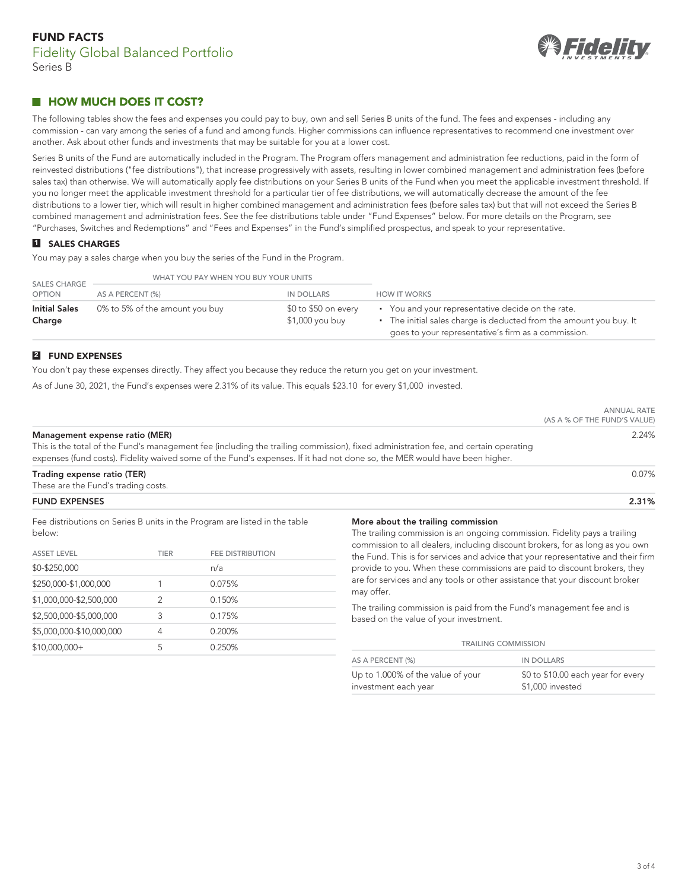# FUND FACTS

## Fidelity Global Balanced Portfolio

Series B

## HOW MUCH DOES IT COST?

The following tables show the fees and expenses you could pay to buy, own and sell Series B units of the fund. The fees and expenses - including any commission - can vary among the series of a fund and among funds. Higher commissions can influence representatives to recommend one investment over another. Ask about other funds and investments that may be suitable for you at a lower cost.

Series B units of the Fund are automatically included in the Program. The Program offers management and administration fee reductions, paid in the form of reinvested distributions ("fee distributions"), that increase progressively with assets, resulting in lower combined management and administration fees (before sales tax) than otherwise. We will automatically apply fee distributions on your Series B units of the Fund when you meet the applicable investment threshold. If you no longer meet the applicable investment threshold for a particular tier of fee distributions, we will automatically decrease the amount of the fee distributions to a lower tier, which will result in higher combined management and administration fees (before sales tax) but that will not exceed the Series B combined management and administration fees. See the fee distributions table under "Fund Expenses" below. For more details on the Program, see "Purchases, Switches and Redemptions" and "Fees and Expenses" in the Fund's simplified prospectus, and speak to your representative.

### 1 SALES CHARGES

You may pay a sales charge when you buy the series of the Fund in the Program.

| SALES CHARGE OPTION | WHAT YOU PAY WHEN YOU BUY YOUR UNITS | | HOW IT WORKS |
|---|---|---|---|
| | AS A PERCENT (%) | IN DOLLARS | |
| **Initial Sales Charge** | 0% to 5% of the amount you buy | \$0 to \$50 on every \$1,000 you buy | • You and your representative decide on the rate. • The initial sales charge is deducted from the amount you buy. It goes to your representative's firm as a commission. |

### 2 FUND EXPENSES

You don't pay these expenses directly. They affect you because they reduce the return you get on your investment.

As of June 30, 2021, the Fund's expenses were 2.31% of its value. This equals \$23.10 for every \$1,000 invested.

| | ANNUAL RATE (AS A % OF THE FUND'S VALUE) |
|---|---|
| **Management expense ratio (MER)** This is the total of the Fund's management fee (including the trailing commission), fixed administration fee, and certain operating expenses (fund costs). Fidelity waived some of the Fund's expenses. If it had not done so, the MER would have been higher. | 2.24% |
| **Trading expense ratio (TER)** These are the Fund's trading costs. | 0.07% |
| **FUND EXPENSES** | **2.31%** |

Fee distributions on Series B units in the Program are listed in the table below:

| ASSET LEVEL | TIER | FEE DISTRIBUTION |
|---|---|---|
| \$0-\$250,000 | | n/a |
| \$250,000-\$1,000,000 | 1 | 0.075% |
| \$1,000,000-\$2,500,000 | 2 | 0.150% |
| \$2,500,000-\$5,000,000 | 3 | 0.175% |
| \$5,000,000-\$10,000,000 | 4 | 0.200% |
| \$10,000,000+ | 5 | 0.250% |

#### More about the trailing commission

The trailing commission is an ongoing commission. Fidelity pays a trailing commission to all dealers, including discount brokers, for as long as you own the Fund. This is for services and advice that your representative and their firm provide to you. When these commissions are paid to discount brokers, they are for services and any tools or other assistance that your discount broker may offer.

The trailing commission is paid from the Fund's management fee and is based on the value of your investment.

| TRAILING COMMISSION | |
|---|---|
| AS A PERCENT (%) | IN DOLLARS |
| Up to 1.000% of the value of your investment each year | \$0 to \$10.00 each year for every \$1,000 invested |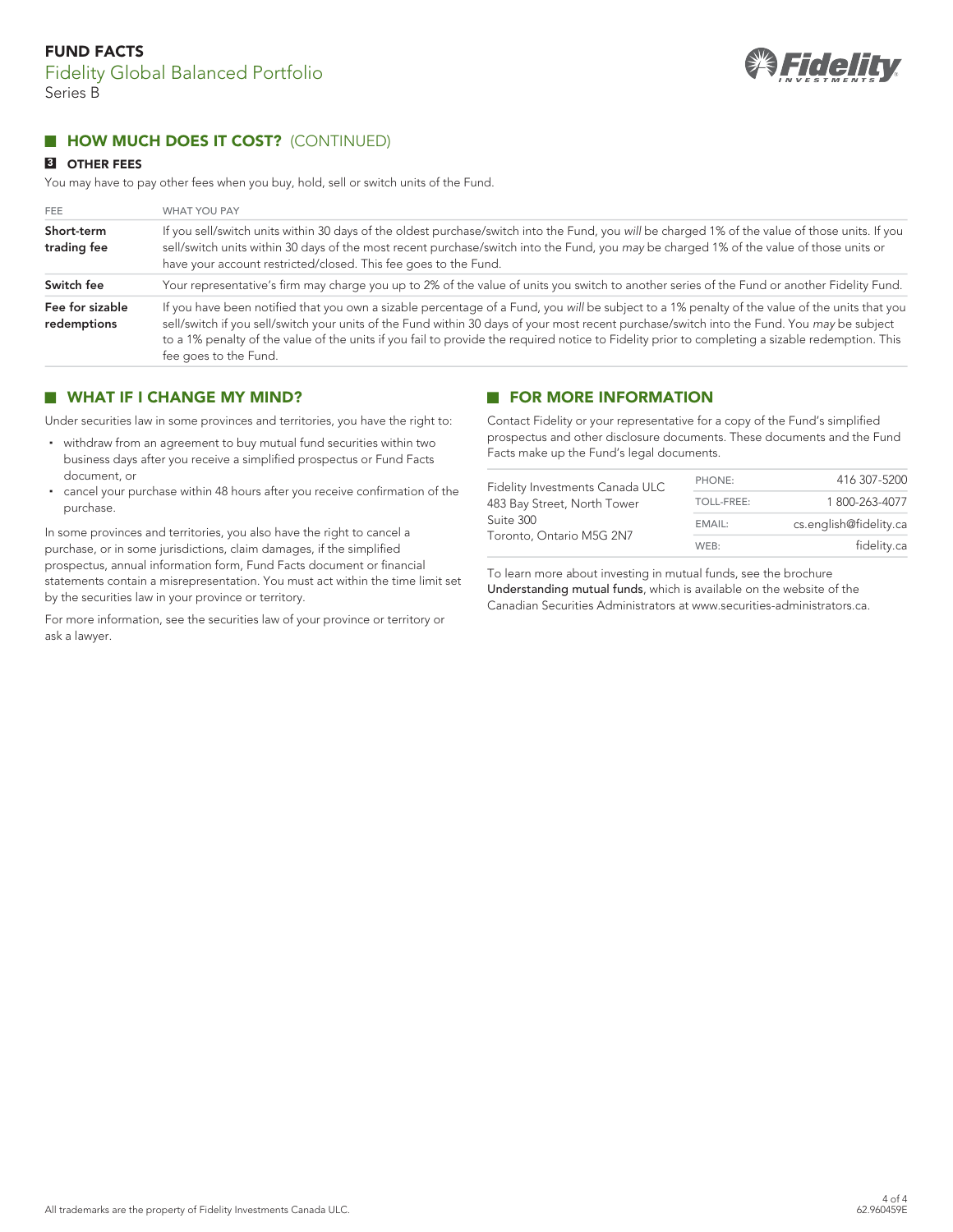# FUND FACTS

Fidelity Global Balanced Portfolio

Series B

## HOW MUCH DOES IT COST? (CONTINUED)

### 3 OTHER FEES

You may have to pay other fees when you buy, hold, sell or switch units of the Fund.

| FEE | WHAT YOU PAY |
| --- | --- |
| **Short-term trading fee** | If you sell/switch units within 30 days of the oldest purchase/switch into the Fund, you *will* be charged 1% of the value of those units. If you sell/switch units within 30 days of the most recent purchase/switch into the Fund, you *may* be charged 1% of the value of those units or have your account restricted/closed. This fee goes to the Fund. |
| **Switch fee** | Your representative's firm may charge you up to 2% of the value of units you switch to another series of the Fund or another Fidelity Fund. |
| **Fee for sizable redemptions** | If you have been notified that you own a sizable percentage of a Fund, you *will* be subject to a 1% penalty of the value of the units that you sell/switch if you sell/switch your units of the Fund within 30 days of your most recent purchase/switch into the Fund. You *may* be subject to a 1% penalty of the value of the units if you fail to provide the required notice to Fidelity prior to completing a sizable redemption. This fee goes to the Fund. |

## WHAT IF I CHANGE MY MIND?

Under securities law in some provinces and territories, you have the right to:

- withdraw from an agreement to buy mutual fund securities within two business days after you receive a simplified prospectus or Fund Facts document, or
- cancel your purchase within 48 hours after you receive confirmation of the purchase.

In some provinces and territories, you also have the right to cancel a purchase, or in some jurisdictions, claim damages, if the simplified prospectus, annual information form, Fund Facts document or financial statements contain a misrepresentation. You must act within the time limit set by the securities law in your province or territory.

For more information, see the securities law of your province or territory or ask a lawyer.

## FOR MORE INFORMATION

Contact Fidelity or your representative for a copy of the Fund's simplified prospectus and other disclosure documents. These documents and the Fund Facts make up the Fund's legal documents.

| | | |
| --- | --- | --- |
| Fidelity Investments Canada ULC<br>483 Bay Street, North Tower<br>Suite 300<br>Toronto, Ontario M5G 2N7 | PHONE: | 416 307-5200 |
| | TOLL-FREE: | 1 800-263-4077 |
| | EMAIL: | cs.english@fidelity.ca |
| | WEB: | fidelity.ca |

To learn more about investing in mutual funds, see the brochure **Understanding mutual funds**, which is available on the website of the Canadian Securities Administrators at www.securities-administrators.ca.

All trademarks are the property of Fidelity Investments Canada ULC.

62.960459E